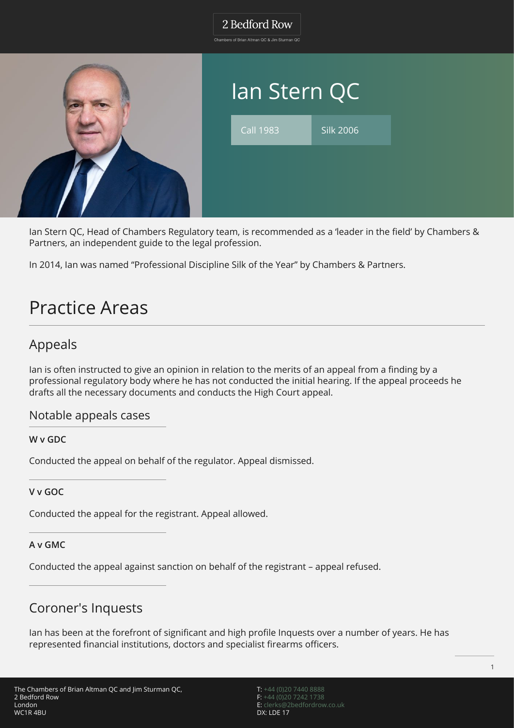# Ian Stern QC

Call 1983 | Silk 2006

Ian Stern QC, Head of Chambers Regulatory team, is recommended as a 'leader in the field' by Chambers & Partners, an independent guide to the legal profession.

In 2014, Ian was named "Professional Discipline Silk of the Year" by Chambers & Partners.

## Practice Areas

### Appeals

Ian is often instructed to give an opinion in relation to the merits of an appeal from a finding by a professional regulatory body where he has not conducted the initial hearing. If the appeal proceeds he drafts all the necessary documents and conducts the High Court appeal.

#### Notable appeals cases

**W v GDC**

Conducted the appeal on behalf of the regulator. Appeal dismissed.

**V v GOC**

Conducted the appeal for the registrant. Appeal allowed.

**A v GMC**

Conducted the appeal against sanction on behalf of the registrant – appeal refused.

### Coroner's Inquests

Ian has been at the forefront of significant and high profile Inquests over a number of years. He has represented financial institutions, doctors and specialist firearms officers.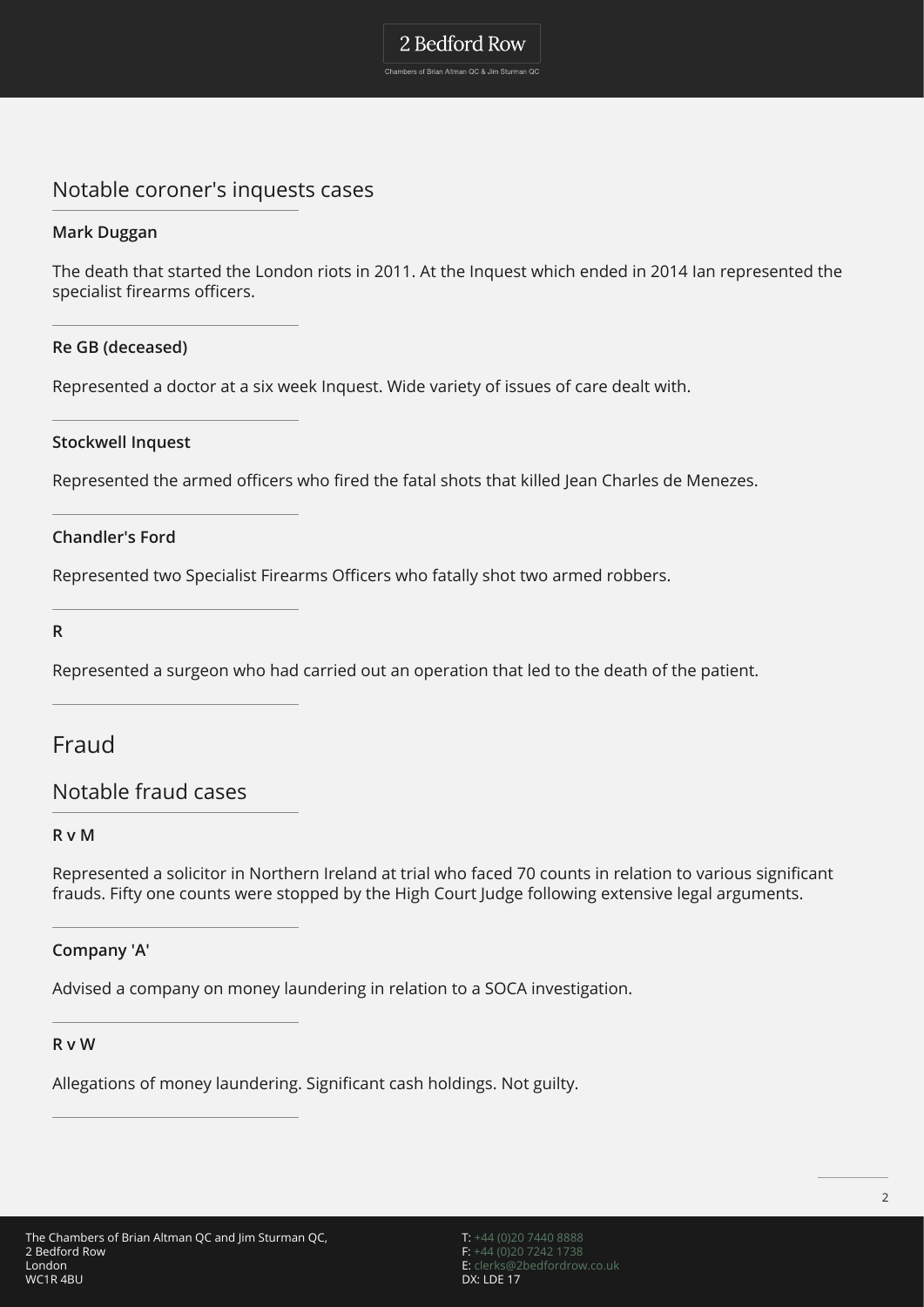## Notable coroner's inquests cases

### Mark Duggan

The death that started the London riots in 2011. At the Inquest which ended in 2014 Ian represented the specialist firearms officers.

### Re GB (deceased)

Represented a doctor at a six week Inquest. Wide variety of issues of care dealt with.

### Stockwell Inquest

Represented the armed officers who fired the fatal shots that killed Jean Charles de Menezes.

### Chandler's Ford

Represented two Specialist Firearms Officers who fatally shot two armed robbers.

### R

Represented a surgeon who had carried out an operation that led to the death of the patient.

# Fraud

## Notable fraud cases

### R v M

Represented a solicitor in Northern Ireland at trial who faced 70 counts in relation to various significant frauds. Fifty one counts were stopped by the High Court Judge following extensive legal arguments.

### Company 'A'

Advised a company on money laundering in relation to a SOCA investigation.

### R v W

Allegations of money laundering. Significant cash holdings. Not guilty.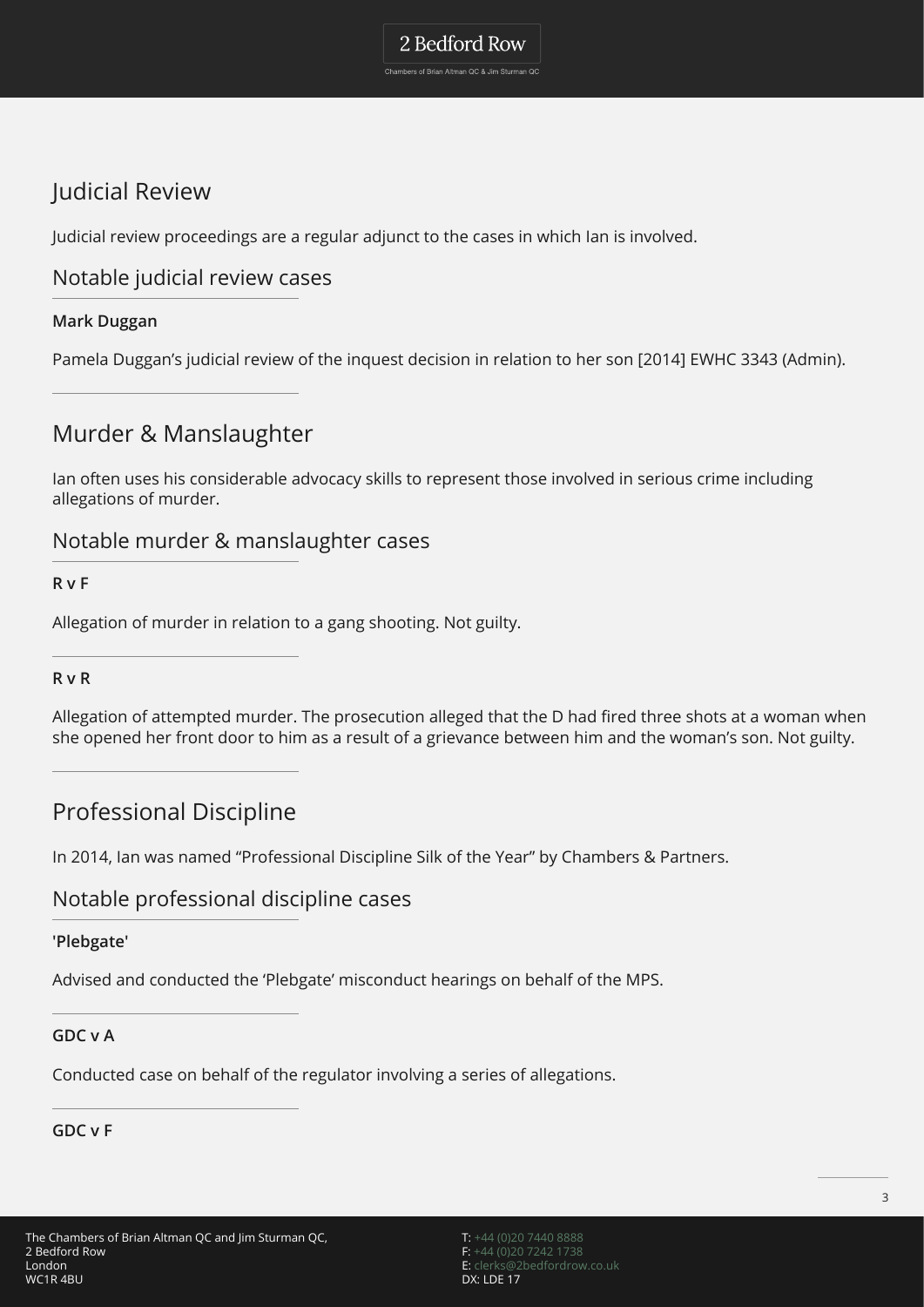## Judicial Review

Judicial review proceedings are a regular adjunct to the cases in which Ian is involved.

### Notable judicial review cases

**Mark Duggan**

Pamela Duggan's judicial review of the inquest decision in relation to her son [2014] EWHC 3343 (Admin).

## Murder & Manslaughter

Ian often uses his considerable advocacy skills to represent those involved in serious crime including allegations of murder.

### Notable murder & manslaughter cases

**R v F**

Allegation of murder in relation to a gang shooting. Not guilty.

**R v R**

Allegation of attempted murder. The prosecution alleged that the D had fired three shots at a woman when she opened her front door to him as a result of a grievance between him and the woman's son. Not guilty.

## Professional Discipline

In 2014, Ian was named "Professional Discipline Silk of the Year" by Chambers & Partners.

### Notable professional discipline cases

**'Plebgate'**

Advised and conducted the 'Plebgate' misconduct hearings on behalf of the MPS.

**GDC v A**

Conducted case on behalf of the regulator involving a series of allegations.

**GDC v F**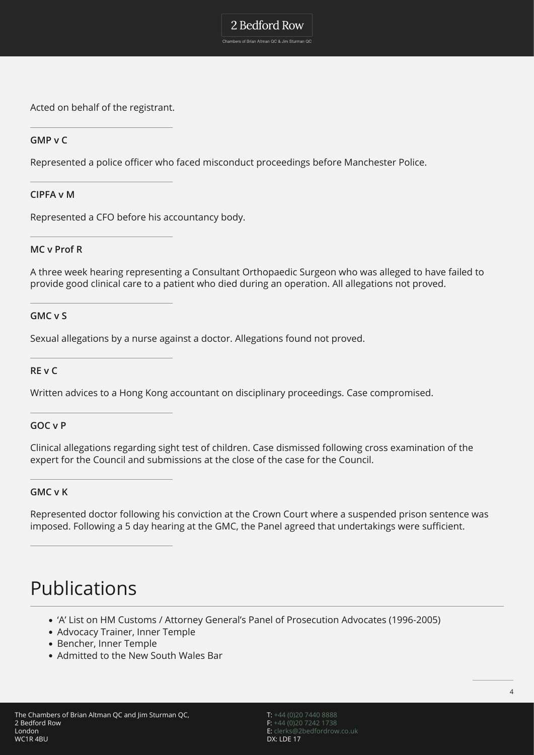Acted on behalf of the registrant.

---

**GMP v C**

Represented a police officer who faced misconduct proceedings before Manchester Police.

---

**CIPFA v M**

Represented a CFO before his accountancy body.

---

**MC v Prof R**

A three week hearing representing a Consultant Orthopaedic Surgeon who was alleged to have failed to provide good clinical care to a patient who died during an operation. All allegations not proved.

---

**GMC v S**

Sexual allegations by a nurse against a doctor. Allegations found not proved.

---

**RE v C**

Written advices to a Hong Kong accountant on disciplinary proceedings. Case compromised.

---

**GOC v P**

Clinical allegations regarding sight test of children. Case dismissed following cross examination of the expert for the Council and submissions at the close of the case for the Council.

---

**GMC v K**

Represented doctor following his conviction at the Crown Court where a suspended prison sentence was imposed. Following a 5 day hearing at the GMC, the Panel agreed that undertakings were sufficient.

---

# Publications

- 'A' List on HM Customs / Attorney General's Panel of Prosecution Advocates (1996-2005)
- Advocacy Trainer, Inner Temple
- Bencher, Inner Temple
- Admitted to the New South Wales Bar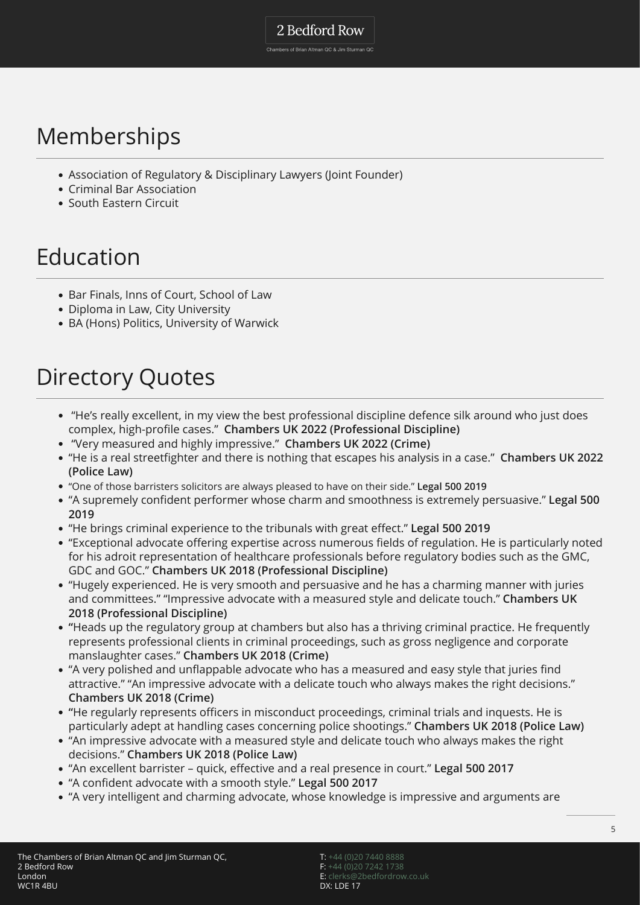## Memberships

- Association of Regulatory & Disciplinary Lawyers (Joint Founder)
- Criminal Bar Association
- South Eastern Circuit

## Education

- Bar Finals, Inns of Court, School of Law
- Diploma in Law, City University
- BA (Hons) Politics, University of Warwick

## Directory Quotes

- "He's really excellent, in my view the best professional discipline defence silk around who just does complex, high-profile cases." **Chambers UK 2022 (Professional Discipline)**
- "Very measured and highly impressive." **Chambers UK 2022 (Crime)**
- "He is a real streetfighter and there is nothing that escapes his analysis in a case." **Chambers UK 2022 (Police Law)**
- "One of those barristers solicitors are always pleased to have on their side." **Legal 500 2019**
- "A supremely confident performer whose charm and smoothness is extremely persuasive." **Legal 500 2019**
- "He brings criminal experience to the tribunals with great effect." **Legal 500 2019**
- "Exceptional advocate offering expertise across numerous fields of regulation. He is particularly noted for his adroit representation of healthcare professionals before regulatory bodies such as the GMC, GDC and GOC." **Chambers UK 2018 (Professional Discipline)**
- "Hugely experienced. He is very smooth and persuasive and he has a charming manner with juries and committees." "Impressive advocate with a measured style and delicate touch." **Chambers UK 2018 (Professional Discipline)**
- "Heads up the regulatory group at chambers but also has a thriving criminal practice. He frequently represents professional clients in criminal proceedings, such as gross negligence and corporate manslaughter cases." **Chambers UK 2018 (Crime)**
- "A very polished and unflappable advocate who has a measured and easy style that juries find attractive." "An impressive advocate with a delicate touch who always makes the right decisions." **Chambers UK 2018 (Crime)**
- "He regularly represents officers in misconduct proceedings, criminal trials and inquests. He is particularly adept at handling cases concerning police shootings." **Chambers UK 2018 (Police Law)**
- "An impressive advocate with a measured style and delicate touch who always makes the right decisions." **Chambers UK 2018 (Police Law)**
- "An excellent barrister – quick, effective and a real presence in court." **Legal 500 2017**
- "A confident advocate with a smooth style." **Legal 500 2017**
- "A very intelligent and charming advocate, whose knowledge is impressive and arguments are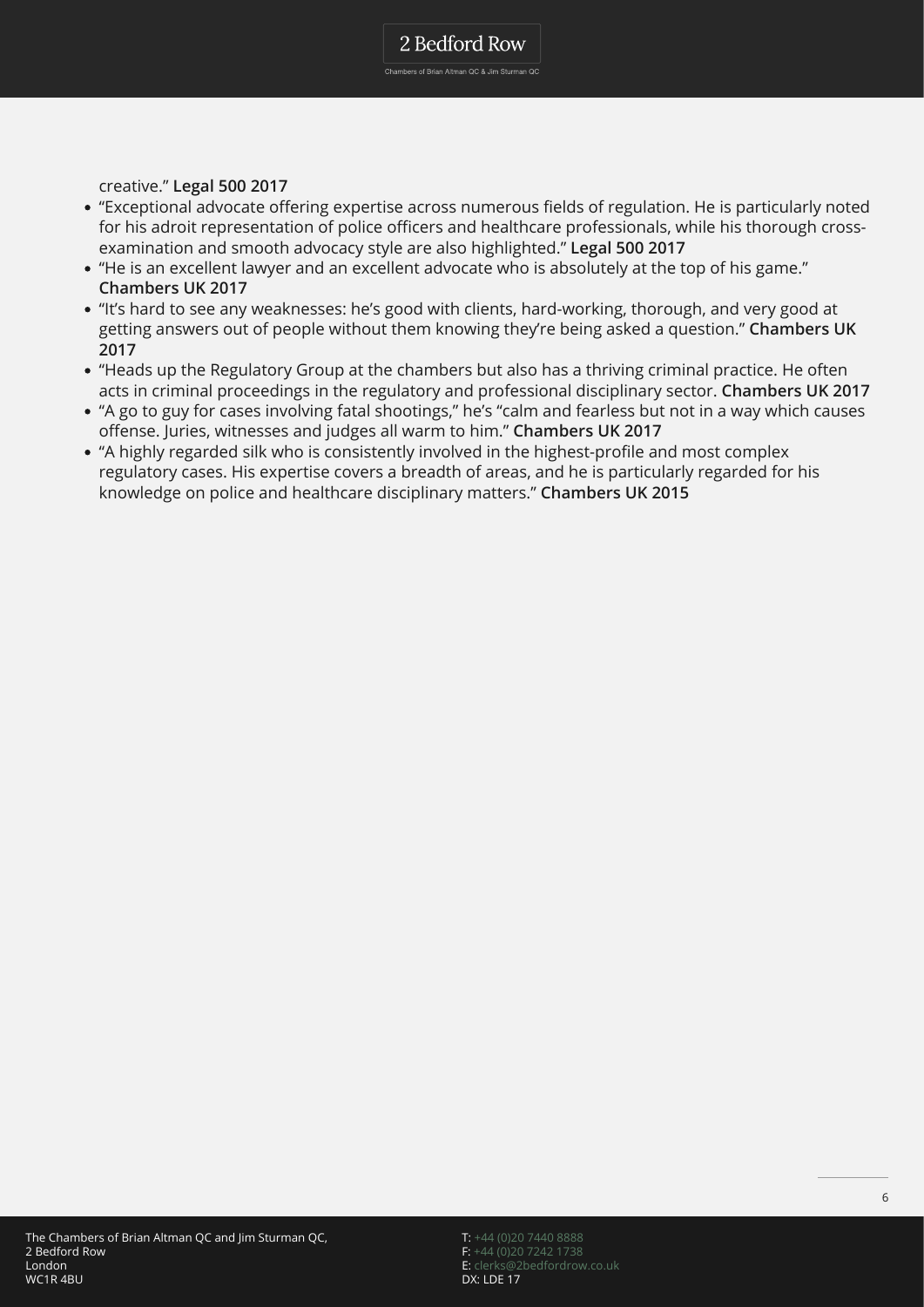creative." **Legal 500 2017**

- "Exceptional advocate offering expertise across numerous fields of regulation. He is particularly noted for his adroit representation of police officers and healthcare professionals, while his thorough cross-examination and smooth advocacy style are also highlighted." **Legal 500 2017**
- "He is an excellent lawyer and an excellent advocate who is absolutely at the top of his game." **Chambers UK 2017**
- "It's hard to see any weaknesses: he's good with clients, hard-working, thorough, and very good at getting answers out of people without them knowing they're being asked a question." **Chambers UK 2017**
- "Heads up the Regulatory Group at the chambers but also has a thriving criminal practice. He often acts in criminal proceedings in the regulatory and professional disciplinary sector. **Chambers UK 2017**
- "A go to guy for cases involving fatal shootings," he's "calm and fearless but not in a way which causes offense. Juries, witnesses and judges all warm to him." **Chambers UK 2017**
- "A highly regarded silk who is consistently involved in the highest-profile and most complex regulatory cases. His expertise covers a breadth of areas, and he is particularly regarded for his knowledge on police and healthcare disciplinary matters." **Chambers UK 2015**